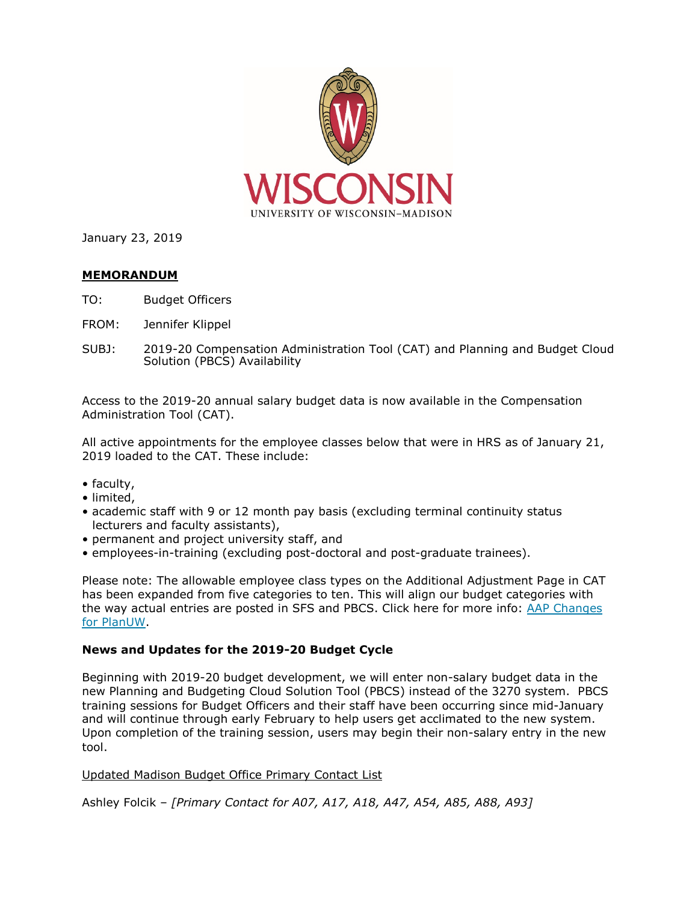WISCONSIN

UNIVERSITY OF WISCONSIN–MADISON

January 23, 2019

**MEMORANDUM**

TO: Budget Officers

FROM: Jennifer Klippel

SUBJ: 2019-20 Compensation Administration Tool (CAT) and Planning and Budget Cloud Solution (PBCS) Availability

Access to the 2019-20 annual salary budget data is now available in the Compensation Administration Tool (CAT).

All active appointments for the employee classes below that were in HRS as of January 21, 2019 loaded to the CAT. These include:

- faculty,
- limited,
- academic staff with 9 or 12 month pay basis (excluding terminal continuity status lecturers and faculty assistants),
- permanent and project university staff, and
- employees-in-training (excluding post-doctoral and post-graduate trainees).

Please note: The allowable employee class types on the Additional Adjustment Page in CAT has been expanded from five categories to ten. This will align our budget categories with the way actual entries are posted in SFS and PBCS. Click here for more info: AAP Changes for PlanUW.

**News and Updates for the 2019-20 Budget Cycle**

Beginning with 2019-20 budget development, we will enter non-salary budget data in the new Planning and Budgeting Cloud Solution Tool (PBCS) instead of the 3270 system. PBCS training sessions for Budget Officers and their staff have been occurring since mid-January and will continue through early February to help users get acclimated to the new system. Upon completion of the training session, users may begin their non-salary entry in the new tool.

Updated Madison Budget Office Primary Contact List

Ashley Folcik – *[Primary Contact for A07, A17, A18, A47, A54, A85, A88, A93]*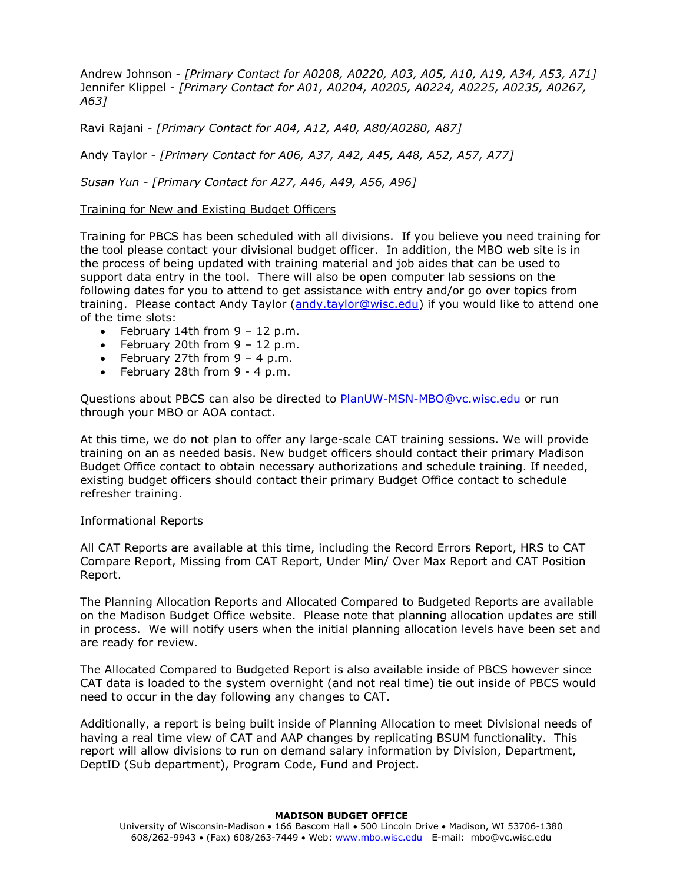Andrew Johnson - *[Primary Contact for A0208, A0220, A03, A05, A10, A19, A34, A53, A71]*
Jennifer Klippel - *[Primary Contact for A01, A0204, A0205, A0224, A0225, A0235, A0267, A63]*

Ravi Rajani - *[Primary Contact for A04, A12, A40, A80/A0280, A87]*

Andy Taylor - *[Primary Contact for A06, A37, A42, A45, A48, A52, A57, A77]*

*Susan Yun - [Primary Contact for A27, A46, A49, A56, A96]*

<u>Training for New and Existing Budget Officers</u>

Training for PBCS has been scheduled with all divisions. If you believe you need training for the tool please contact your divisional budget officer. In addition, the MBO web site is in the process of being updated with training material and job aides that can be used to support data entry in the tool. There will also be open computer lab sessions on the following dates for you to attend to get assistance with entry and/or go over topics from training. Please contact Andy Taylor (andy.taylor@wisc.edu) if you would like to attend one of the time slots:

- February 14th from 9 – 12 p.m.
- February 20th from 9 – 12 p.m.
- February 27th from 9 – 4 p.m.
- February 28th from 9 - 4 p.m.

Questions about PBCS can also be directed to PlanUW-MSN-MBO@vc.wisc.edu or run through your MBO or AOA contact.

At this time, we do not plan to offer any large-scale CAT training sessions. We will provide training on an as needed basis. New budget officers should contact their primary Madison Budget Office contact to obtain necessary authorizations and schedule training. If needed, existing budget officers should contact their primary Budget Office contact to schedule refresher training.

<u>Informational Reports</u>

All CAT Reports are available at this time, including the Record Errors Report, HRS to CAT Compare Report, Missing from CAT Report, Under Min/ Over Max Report and CAT Position Report.

The Planning Allocation Reports and Allocated Compared to Budgeted Reports are available on the Madison Budget Office website. Please note that planning allocation updates are still in process. We will notify users when the initial planning allocation levels have been set and are ready for review.

The Allocated Compared to Budgeted Report is also available inside of PBCS however since CAT data is loaded to the system overnight (and not real time) tie out inside of PBCS would need to occur in the day following any changes to CAT.

Additionally, a report is being built inside of Planning Allocation to meet Divisional needs of having a real time view of CAT and AAP changes by replicating BSUM functionality. This report will allow divisions to run on demand salary information by Division, Department, DeptID (Sub department), Program Code, Fund and Project.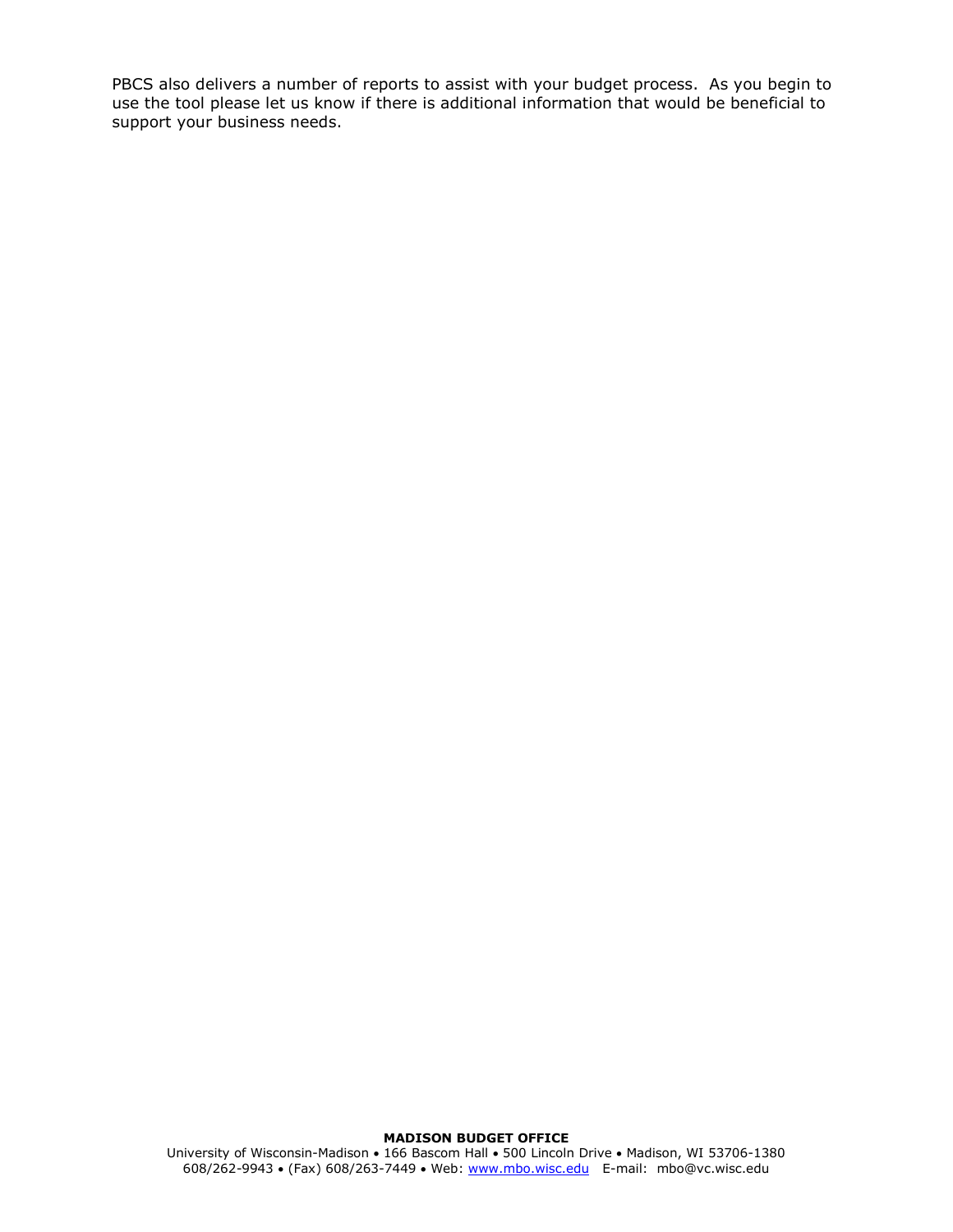PBCS also delivers a number of reports to assist with your budget process. As you begin to use the tool please let us know if there is additional information that would be beneficial to support your business needs.

**MADISON BUDGET OFFICE**

University of Wisconsin-Madison • 166 Bascom Hall • 500 Lincoln Drive • Madison, WI 53706-1380
608/262-9943 • (Fax) 608/263-7449 • Web: www.mbo.wisc.edu E-mail: mbo@vc.wisc.edu